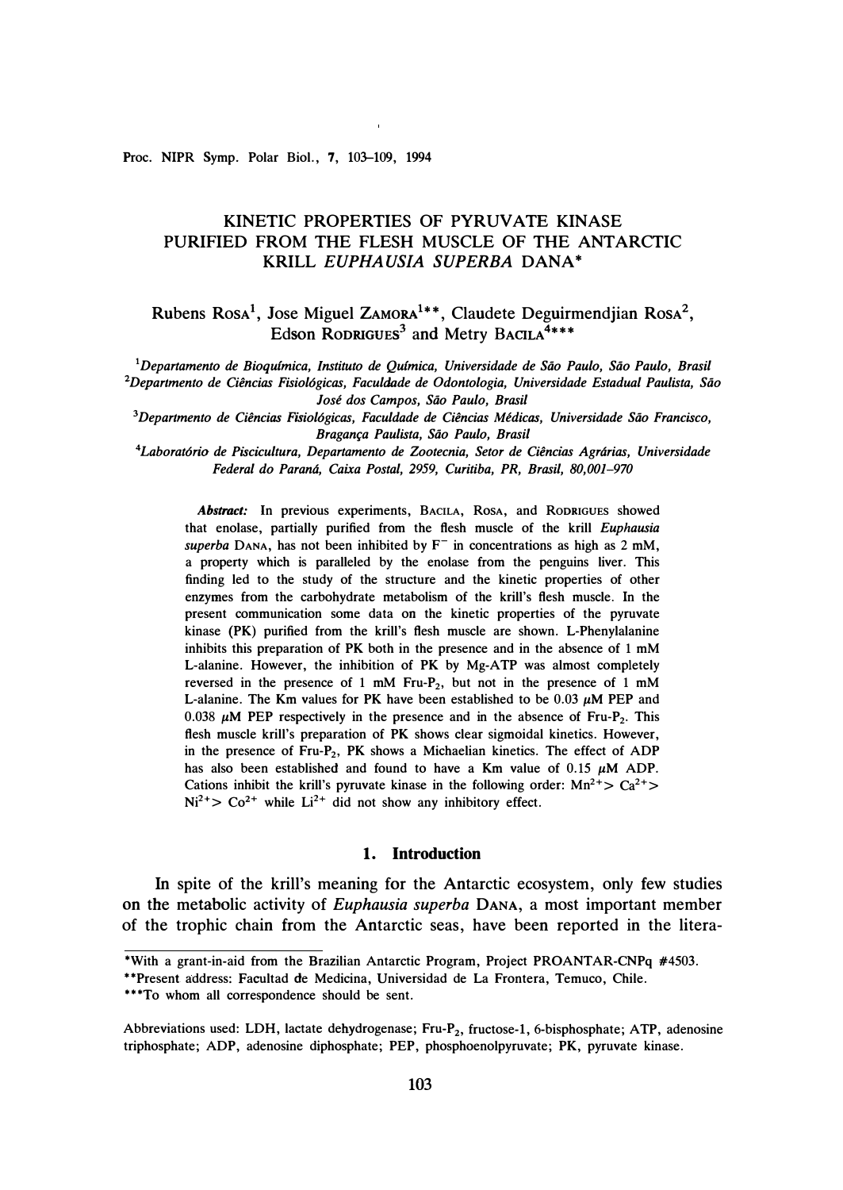# KINETIC PROPERTIES OF PYRUVATE KINASE PURIFIED FROM THE FLESH MUSCLE OF THE ANTARCTIC KRILL *EUPHAUSIA SUPERBA* DANA*

Rubens ROSA[1], Jose Miguel ZAMORA[1]**, Claudete Deguirmendjian ROSA[2], Edson RODRIGUES[3] and Metry BACILA[4]***

[1]*Departamento de Bioquímica, Instituto de Química, Universidade de São Paulo, São Paulo, Brasil*
[2]*Departmento de Ciências Fisiológicas, Faculdade de Odontologia, Universidade Estadual Paulista, São José dos Campos, São Paulo, Brasil*
[3]*Departmento de Ciências Fisiológicas, Faculdade de Ciências Médicas, Universidade São Francisco, Bragança Paulista, São Paulo, Brasil*
[4]*Laboratório de Piscicultura, Departamento de Zootecnia, Setor de Ciências Agrárias, Universidade Federal do Paraná, Caixa Postal, 2959, Curitiba, PR, Brasil, 80,001–970*

***Abstract:*** In previous experiments, BACILA, ROSA, and RODRIGUES showed that enolase, partially purified from the flesh muscle of the krill *Euphausia superba* DANA, has not been inhibited by $F^-$ in concentrations as high as 2 mM, a property which is paralleled by the enolase from the penguins liver. This finding led to the study of the structure and the kinetic properties of other enzymes from the carbohydrate metabolism of the krill's flesh muscle. In the present communication some data on the kinetic properties of the pyruvate kinase (PK) purified from the krill's flesh muscle are shown. L-Phenylalanine inhibits this preparation of PK both in the presence and in the absence of 1 mM L-alanine. However, the inhibition of PK by Mg-ATP was almost completely reversed in the presence of 1 mM Fru-$P_2$, but not in the presence of 1 mM L-alanine. The Km values for PK have been established to be 0.03 $\mu$M PEP and 0.038 $\mu$M PEP respectively in the presence and in the absence of Fru-$P_2$. This flesh muscle krill's preparation of PK shows clear sigmoidal kinetics. However, in the presence of Fru-$P_2$, PK shows a Michaelian kinetics. The effect of ADP has also been established and found to have a Km value of 0.15 $\mu$M ADP. Cations inhibit the krill's pyruvate kinase in the following order: $Mn^{2+} > Ca^{2+} > Ni^{2+} > Co^{2+}$ while $Li^{2+}$ did not show any inhibitory effect.

## 1. Introduction

In spite of the krill's meaning for the Antarctic ecosystem, only few studies on the metabolic activity of *Euphausia superba* DANA, a most important member of the trophic chain from the Antarctic seas, have been reported in the litera-

---

*With a grant-in-aid from the Brazilian Antarctic Program, Project PROANTAR-CNPq #4503.
**Present address: Facultad de Medicina, Universidad de La Frontera, Temuco, Chile.
***To whom all correspondence should be sent.

Abbreviations used: LDH, lactate dehydrogenase; Fru-$P_2$, fructose-1, 6-bisphosphate; ATP, adenosine triphosphate; ADP, adenosine diphosphate; PEP, phosphoenolpyruvate; PK, pyruvate kinase.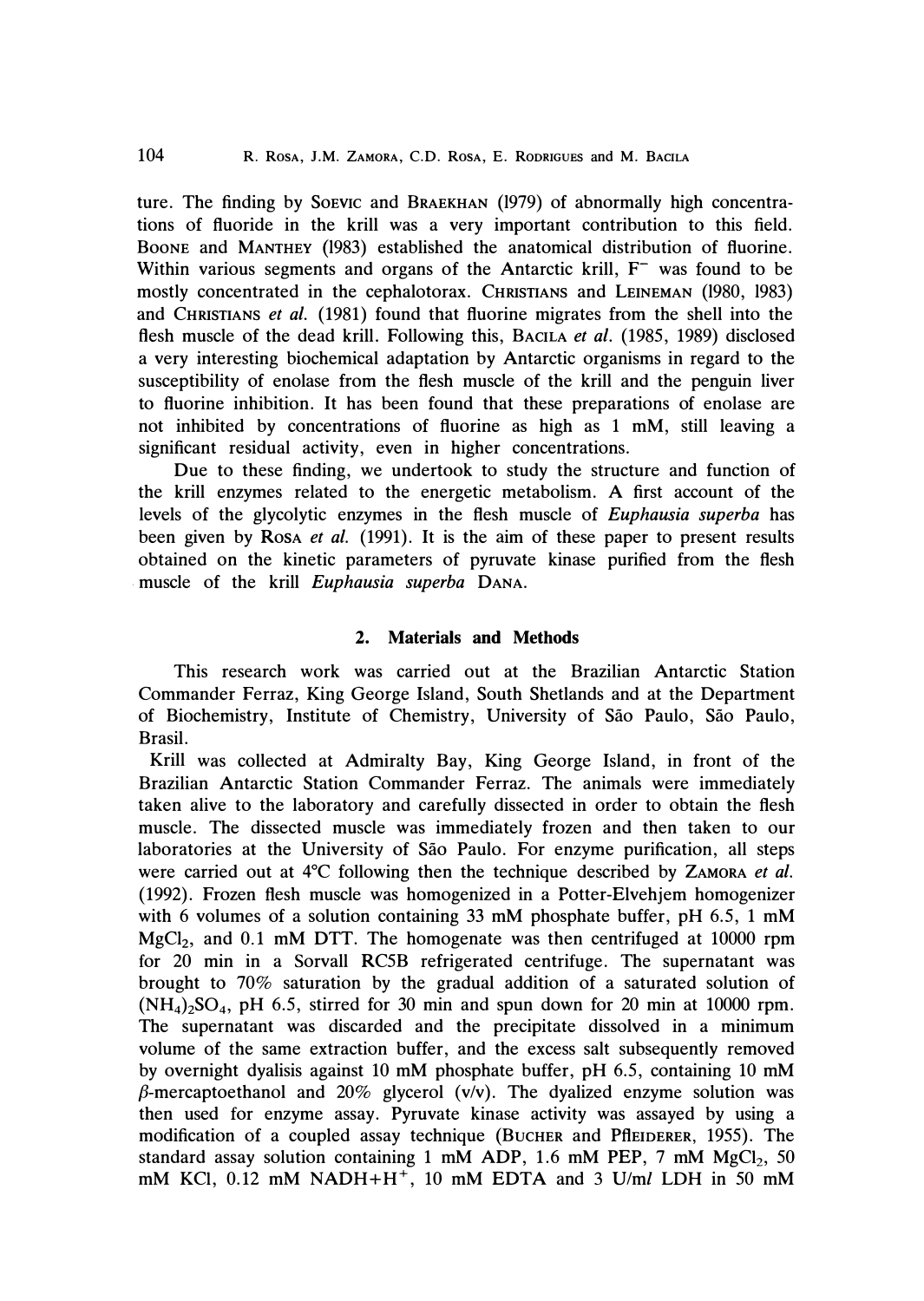ture. The finding by SOEVIC and BRAEKHAN (1979) of abnormally high concentrations of fluoride in the krill was a very important contribution to this field. BOONE and MANTHEY (1983) established the anatomical distribution of fluorine. Within various segments and organs of the Antarctic krill, $F^-$ was found to be mostly concentrated in the cephalotorax. CHRISTIANS and LEINEMAN (1980, 1983) and CHRISTIANS *et al.* (1981) found that fluorine migrates from the shell into the flesh muscle of the dead krill. Following this, BACILA *et al.* (1985, 1989) disclosed a very interesting biochemical adaptation by Antarctic organisms in regard to the susceptibility of enolase from the flesh muscle of the krill and the penguin liver to fluorine inhibition. It has been found that these preparations of enolase are not inhibited by concentrations of fluorine as high as 1 mM, still leaving a significant residual activity, even in higher concentrations.

Due to these finding, we undertook to study the structure and function of the krill enzymes related to the energetic metabolism. A first account of the levels of the glycolytic enzymes in the flesh muscle of *Euphausia superba* has been given by ROSA *et al.* (1991). It is the aim of these paper to present results obtained on the kinetic parameters of pyruvate kinase purified from the flesh muscle of the krill *Euphausia superba* DANA.

## 2. Materials and Methods

This research work was carried out at the Brazilian Antarctic Station Commander Ferraz, King George Island, South Shetlands and at the Department of Biochemistry, Institute of Chemistry, University of São Paulo, São Paulo, Brasil.

Krill was collected at Admiralty Bay, King George Island, in front of the Brazilian Antarctic Station Commander Ferraz. The animals were immediately taken alive to the laboratory and carefully dissected in order to obtain the flesh muscle. The dissected muscle was immediately frozen and then taken to our laboratories at the University of São Paulo. For enzyme purification, all steps were carried out at 4°C following then the technique described by ZAMORA *et al.* (1992). Frozen flesh muscle was homogenized in a Potter-Elvehjem homogenizer with 6 volumes of a solution containing 33 mM phosphate buffer, pH 6.5, 1 mM $MgCl_2$, and 0.1 mM DTT. The homogenate was then centrifuged at 10000 rpm for 20 min in a Sorvall RC5B refrigerated centrifuge. The supernatant was brought to 70% saturation by the gradual addition of a saturated solution of $(NH_4)_2SO_4$, pH 6.5, stirred for 30 min and spun down for 20 min at 10000 rpm. The supernatant was discarded and the precipitate dissolved in a minimum volume of the same extraction buffer, and the excess salt subsequently removed by overnight dyalisis against 10 mM phosphate buffer, pH 6.5, containing 10 mM $\beta$-mercaptoethanol and 20% glycerol (v/v). The dyalized enzyme solution was then used for enzyme assay. Pyruvate kinase activity was assayed by using a modification of a coupled assay technique (BUCHER and PfLEIDERER, 1955). The standard assay solution containing 1 mM ADP, 1.6 mM PEP, 7 mM $MgCl_2$, 50 mM KCl, 0.12 mM $NADH+H^+$, 10 mM EDTA and 3 U/m*l* LDH in 50 mM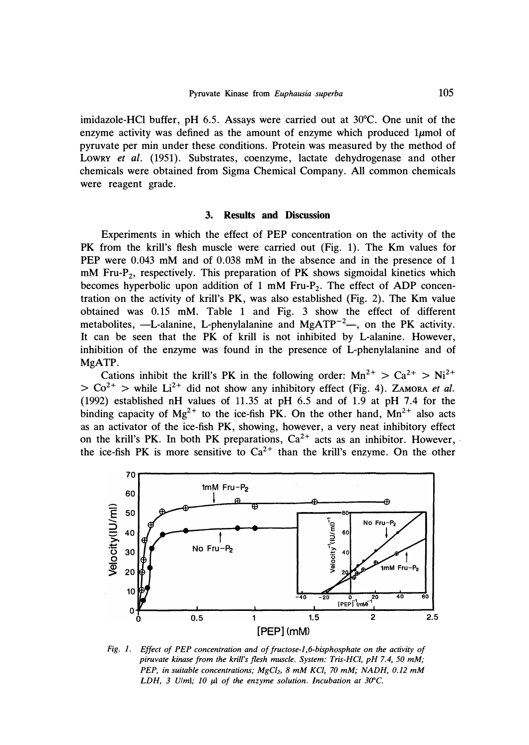imidazole-HCl buffer, pH 6.5. Assays were carried out at 30°C. One unit of the enzyme activity was defined as the amount of enzyme which produced 1$\mu$mol of pyruvate per min under these conditions. Protein was measured by the method of LOWRY *et al.* (1951). Substrates, coenzyme, lactate dehydrogenase and other chemicals were obtained from Sigma Chemical Company. All common chemicals were reagent grade.

## 3. Results and Discussion

Experiments in which the effect of PEP concentration on the activity of the PK from the krill's flesh muscle were carried out (Fig. 1). The Km values for PEP were 0.043 mM and of 0.038 mM in the absence and in the presence of 1 mM Fru-$P_2$, respectively. This preparation of PK shows sigmoidal kinetics which becomes hyperbolic upon addition of 1 mM Fru-$P_2$. The effect of ADP concentration on the activity of krill's PK, was also established (Fig. 2). The Km value obtained was 0.15 mM. Table 1 and Fig. 3 show the effect of different metabolites, —L-alanine, L-phenylalanine and $MgATP^{-2}$—, on the PK activity. It can be seen that the PK of krill is not inhibited by L-alanine. However, inhibition of the enzyme was found in the presence of L-phenylalanine and of MgATP.

Cations inhibit the krill's PK in the following order: $Mn^{2+} > Ca^{2+} > Ni^{2+} > Co^{2+} >$ while $Li^{2+}$ did not show any inhibitory effect (Fig. 4). ZAMORA *et al.* (1992) established nH values of 11.35 at pH 6.5 and of 1.9 at pH 7.4 for the binding capacity of $Mg^{2+}$ to the ice-fish PK. On the other hand, $Mn^{2+}$ also acts as an activator of the ice-fish PK, showing, however, a very neat inhibitory effect on the krill's PK. In both PK preparations, $Ca^{2+}$ acts as an inhibitor. However, the ice-fish PK is more sensitive to $Ca^{2+}$ than the krill's enzyme. On the other

*Fig. 1. Effect of PEP concentration and of fructose-1,6-bisphosphate on the activity of piruvate kinase from the krill's flesh muscle. System: Tris-HCl, pH 7.4, 50 mM; PEP, in suitable concentrations; $MgCl_2$, 8 mM KCl, 70 mM; NADH, 0.12 mM LDH, 3 U/ml; 10 $\mu$l of the enzyme solution. Incubation at 30°C.*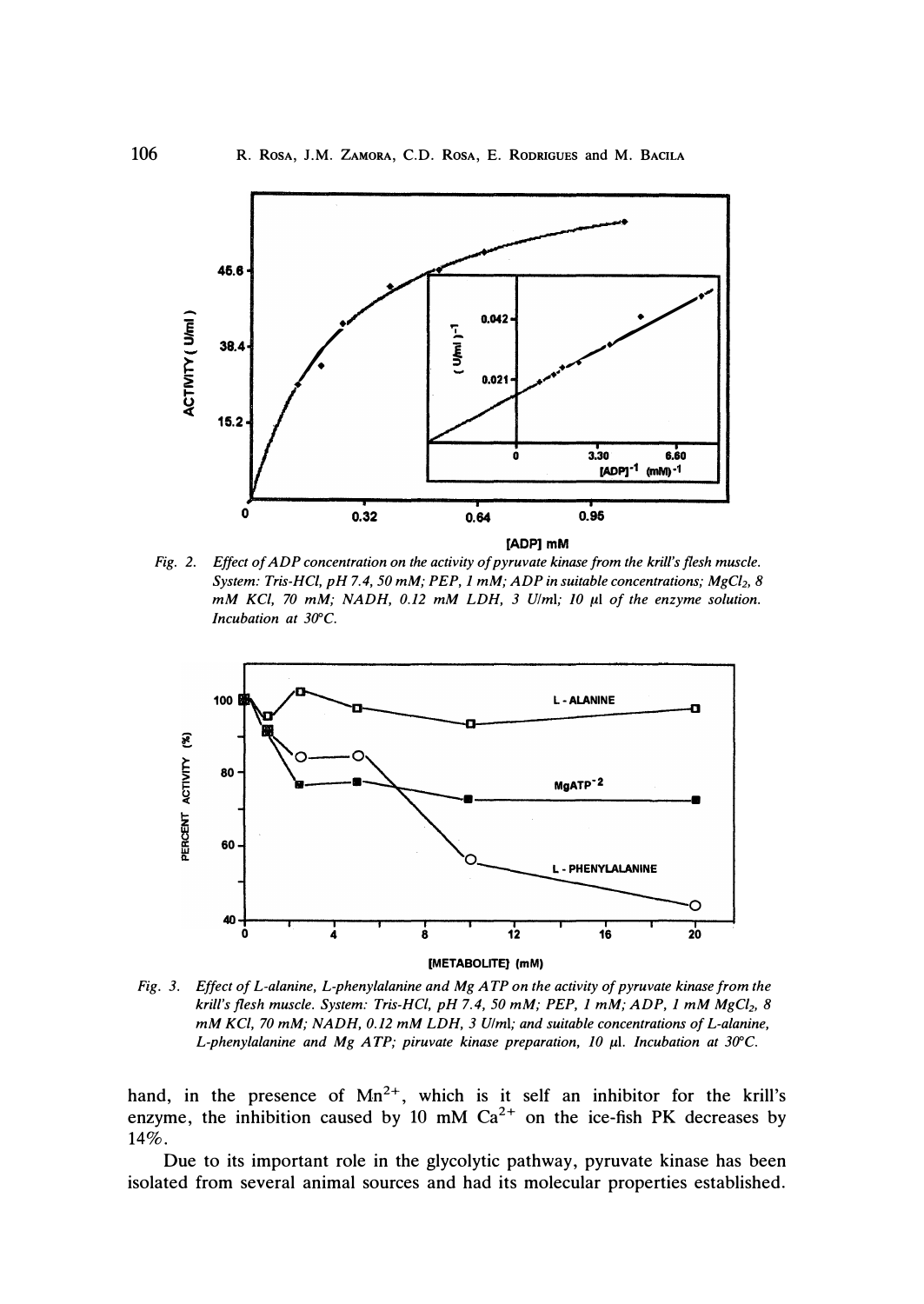Fig. 2. *Effect of ADP concentration on the activity of pyruvate kinase from the krill's flesh muscle. System: Tris-HCl, pH 7.4, 50 mM; PEP, 1 mM; ADP in suitable concentrations; $MgCl_2$, 8 mM KCl, 70 mM; NADH, 0.12 mM LDH, 3 U/ml; 10 µl of the enzyme solution. Incubation at 30°C.*

Fig. 3. *Effect of L-alanine, L-phenylalanine and Mg ATP on the activity of pyruvate kinase from the krill's flesh muscle. System: Tris-HCl, pH 7.4, 50 mM; PEP, 1 mM; ADP, 1 mM $MgCl_2$, 8 mM KCl, 70 mM; NADH, 0.12 mM LDH, 3 U/ml; and suitable concentrations of L-alanine, L-phenylalanine and Mg ATP; piruvate kinase preparation, 10 µl. Incubation at 30°C.*

hand, in the presence of $Mn^{2+}$, which is it self an inhibitor for the krill's enzyme, the inhibition caused by 10 mM $Ca^{2+}$ on the ice-fish PK decreases by 14%.

Due to its important role in the glycolytic pathway, pyruvate kinase has been isolated from several animal sources and had its molecular properties established.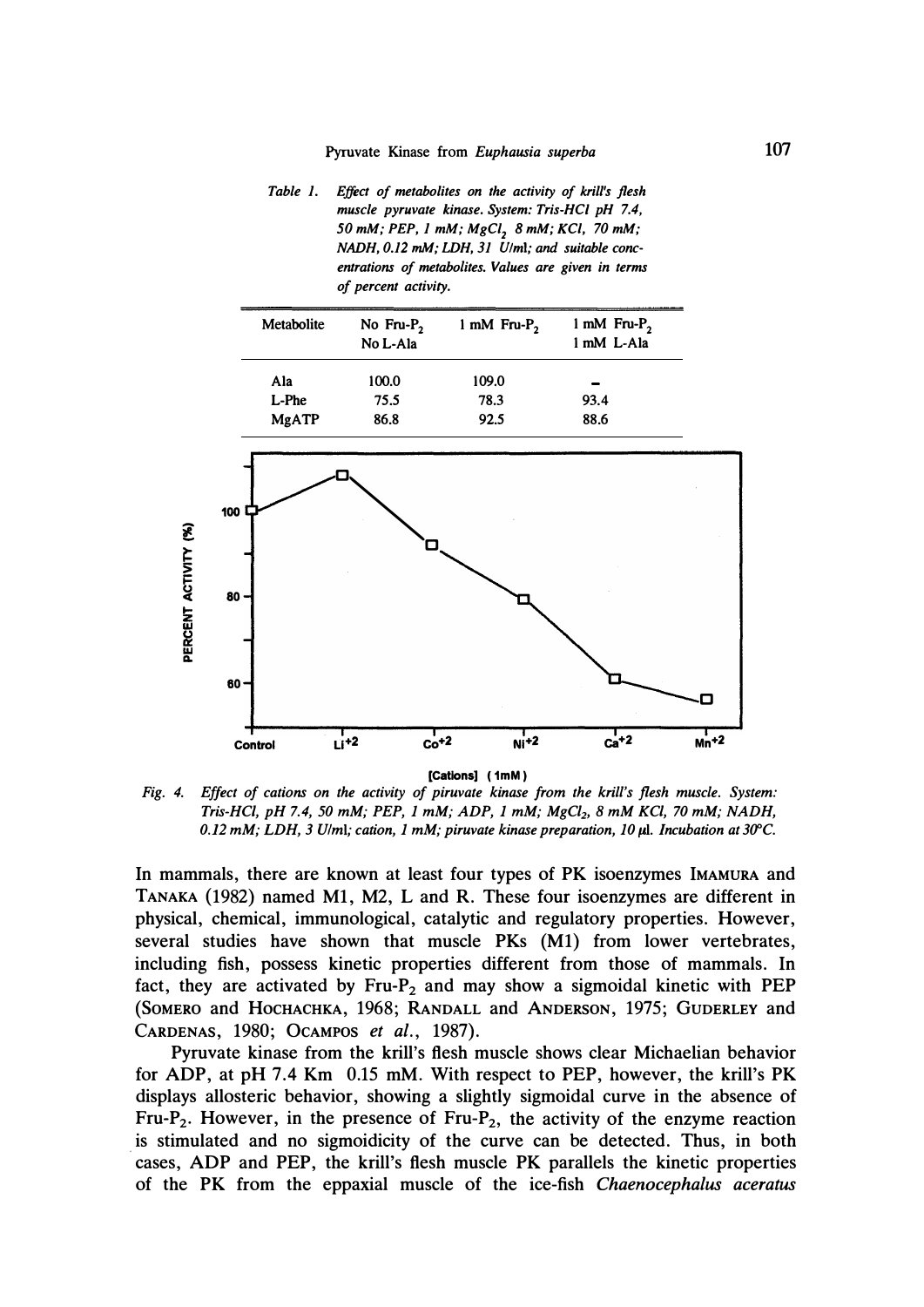*Table 1. Effect of metabolites on the activity of krill's flesh muscle pyruvate kinase. System: Tris-HCl pH 7.4, 50 mM; PEP, 1 mM; $MgCl_2$ 8 mM; KCl, 70 mM; NADH, 0.12 mM; LDH, 31 U/ml; and suitable concentrations of metabolites. Values are given in terms of percent activity.*

| Metabolite | No Fru-$P_2$ No L-Ala | 1 mM Fru-$P_2$ | 1 mM Fru-$P_2$ 1 mM L-Ala |
|---|---|---|---|
| Ala | 100.0 | 109.0 | - |
| L-Phe | 75.5 | 78.3 | 93.4 |
| MgATP | 86.8 | 92.5 | 88.6 |

*Fig. 4. Effect of cations on the activity of piruvate kinase from the krill's flesh muscle. System: Tris-HCl, pH 7.4, 50 mM; PEP, 1 mM; ADP, 1 mM; $MgCl_2$, 8 mM KCl, 70 mM; NADH, 0.12 mM; LDH, 3 U/ml; cation, 1 mM; piruvate kinase preparation, 10 µl. Incubation at 30°C.*

In mammals, there are known at least four types of PK isoenzymes IMAMURA and TANAKA (1982) named M1, M2, L and R. These four isoenzymes are different in physical, chemical, immunological, catalytic and regulatory properties. However, several studies have shown that muscle PKs (M1) from lower vertebrates, including fish, possess kinetic properties different from those of mammals. In fact, they are activated by Fru-$P_2$ and may show a sigmoidal kinetic with PEP (SOMERO and HOCHACHKA, 1968; RANDALL and ANDERSON, 1975; GUDERLEY and CARDENAS, 1980; OCAMPOS *et al.*, 1987).

Pyruvate kinase from the krill's flesh muscle shows clear Michaelian behavior for ADP, at pH 7.4 Km 0.15 mM. With respect to PEP, however, the krill's PK displays allosteric behavior, showing a slightly sigmoidal curve in the absence of Fru-$P_2$. However, in the presence of Fru-$P_2$, the activity of the enzyme reaction is stimulated and no sigmoidicity of the curve can be detected. Thus, in both cases, ADP and PEP, the krill's flesh muscle PK parallels the kinetic properties of the PK from the eppaxial muscle of the ice-fish *Chaenocephalus aceratus*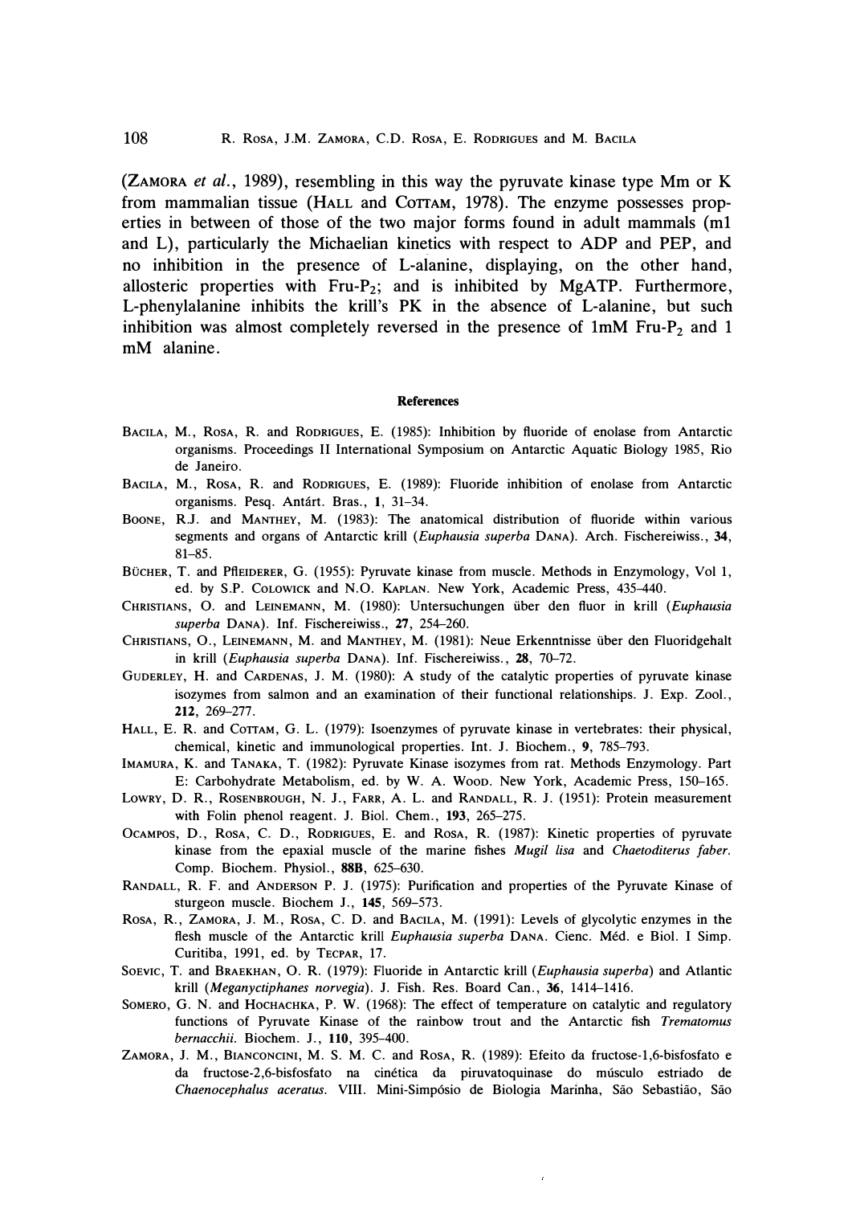(ZAMORA *et al.*, 1989), resembling in this way the pyruvate kinase type Mm or K from mammalian tissue (HALL and COTTAM, 1978). The enzyme possesses properties in between of those of the two major forms found in adult mammals (m1 and L), particularly the Michaelian kinetics with respect to ADP and PEP, and no inhibition in the presence of L-alanine, displaying, on the other hand, allosteric properties with Fru-$P_2$; and is inhibited by MgATP. Furthermore, L-phenylalanine inhibits the krill's PK in the absence of L-alanine, but such inhibition was almost completely reversed in the presence of 1mM Fru-$P_2$ and 1 mM alanine.

#### References

BACILA, M., ROSA, R. and RODRIGUES, E. (1985): Inhibition by fluoride of enolase from Antarctic organisms. Proceedings II International Symposium on Antarctic Aquatic Biology 1985, Rio de Janeiro.

BACILA, M., ROSA, R. and RODRIGUES, E. (1989): Fluoride inhibition of enolase from Antarctic organisms. Pesq. Antárt. Bras., **1**, 31–34.

BOONE, R.J. and MANTHEY, M. (1983): The anatomical distribution of fluoride within various segments and organs of Antarctic krill (*Euphausia superba* DANA). Arch. Fischereiwiss., **34**, 81–85.

BÜCHER, T. and PfLEIDERER, G. (1955): Pyruvate kinase from muscle. Methods in Enzymology, Vol 1, ed. by S.P. COLOWICK and N.O. KAPLAN. New York, Academic Press, 435–440.

CHRISTIANS, O. and LEINEMANN, M. (1980): Untersuchungen über den fluor in krill (*Euphausia superba* DANA). Inf. Fischereiwiss., **27**, 254–260.

CHRISTIANS, O., LEINEMANN, M. and MANTHEY, M. (1981): Neue Erkenntnisse über den Fluoridgehalt in krill (*Euphausia superba* DANA). Inf. Fischereiwiss., **28**, 70–72.

GUDERLEY, H. and CARDENAS, J. M. (1980): A study of the catalytic properties of pyruvate kinase isozymes from salmon and an examination of their functional relationships. J. Exp. Zool., **212**, 269–277.

HALL, E. R. and COTTAM, G. L. (1979): Isoenzymes of pyruvate kinase in vertebrates: their physical, chemical, kinetic and immunological properties. Int. J. Biochem., **9**, 785–793.

IMAMURA, K. and TANAKA, T. (1982): Pyruvate Kinase isozymes from rat. Methods Enzymology. Part E: Carbohydrate Metabolism, ed. by W. A. WOOD. New York, Academic Press, 150–165.

LOWRY, D. R., ROSENBROUGH, N. J., FARR, A. L. and RANDALL, R. J. (1951): Protein measurement with Folin phenol reagent. J. Biol. Chem., **193**, 265–275.

OCAMPOS, D., ROSA, C. D., RODRIGUES, E. and ROSA, R. (1987): Kinetic properties of pyruvate kinase from the epaxial muscle of the marine fishes *Mugil lisa* and *Chaetoditerus faber*. Comp. Biochem. Physiol., **88B**, 625–630.

RANDALL, R. F. and ANDERSON P. J. (1975): Purification and properties of the Pyruvate Kinase of sturgeon muscle. Biochem J., **145**, 569–573.

ROSA, R., ZAMORA, J. M., ROSA, C. D. and BACILA, M. (1991): Levels of glycolytic enzymes in the flesh muscle of the Antarctic krill *Euphausia superba* DANA. Cienc. Méd. e Biol. I Simp. Curitiba, 1991, ed. by TECPAR, 17.

SOEVIC, T. and BRAEKHAN, O. R. (1979): Fluoride in Antarctic krill (*Euphausia superba*) and Atlantic krill (*Meganyctiphanes norvegia*). J. Fish. Res. Board Can., **36**, 1414–1416.

SOMERO, G. N. and HOCHACHKA, P. W. (1968): The effect of temperature on catalytic and regulatory functions of Pyruvate Kinase of the rainbow trout and the Antarctic fish *Trematomus bernacchii*. Biochem. J., **110**, 395–400.

ZAMORA, J. M., BIANCONCINI, M. S. M. C. and ROSA, R. (1989): Efeito da fructose-1,6-bisfosfato e da fructose-2,6-bisfosfato na cinética da piruvatoquinase do músculo estriado de *Chaenocephalus aceratus*. VIII. Mini-Simpósio de Biologia Marinha, São Sebastião, São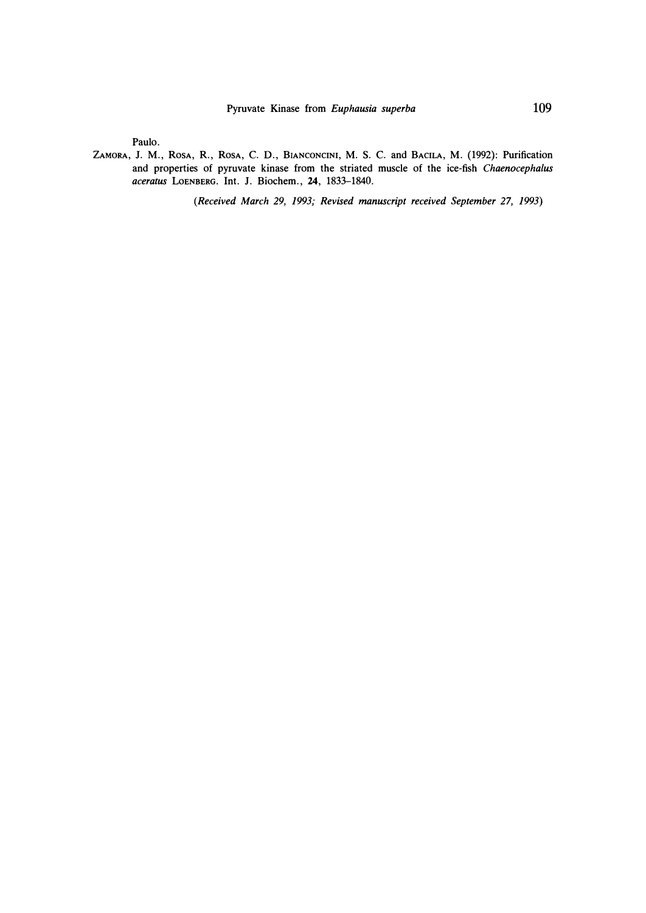Paulo.

ZAMORA, J. M., ROSA, R., ROSA, C. D., BIANCONCINI, M. S. C. and BACILA, M. (1992): Purification and properties of pyruvate kinase from the striated muscle of the ice-fish *Chaenocephalus aceratus* LOENBERG. Int. J. Biochem., **24**, 1833–1840.

(*Received March 29, 1993; Revised manuscript received September 27, 1993*)